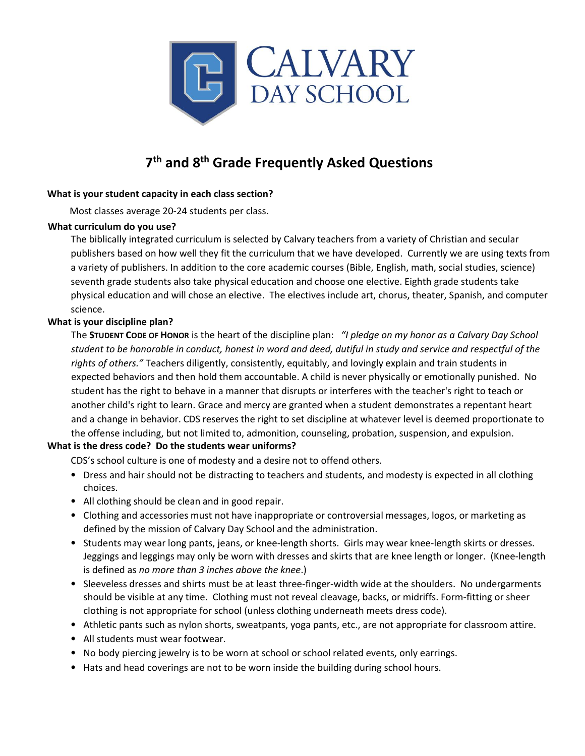# CALVARY DAY SCHOOL

## 7th and 8th Grade Frequently Asked Questions

**What is your student capacity in each class section?**

Most classes average 20-24 students per class.

**What curriculum do you use?**

The biblically integrated curriculum is selected by Calvary teachers from a variety of Christian and secular publishers based on how well they fit the curriculum that we have developed. Currently we are using texts from a variety of publishers. In addition to the core academic courses (Bible, English, math, social studies, science) seventh grade students also take physical education and choose one elective. Eighth grade students take physical education and will chose an elective. The electives include art, chorus, theater, Spanish, and computer science.

**What is your discipline plan?**

The **STUDENT CODE OF HONOR** is the heart of the discipline plan: *"I pledge on my honor as a Calvary Day School student to be honorable in conduct, honest in word and deed, dutiful in study and service and respectful of the rights of others."* Teachers diligently, consistently, equitably, and lovingly explain and train students in expected behaviors and then hold them accountable. A child is never physically or emotionally punished. No student has the right to behave in a manner that disrupts or interferes with the teacher's right to teach or another child's right to learn. Grace and mercy are granted when a student demonstrates a repentant heart and a change in behavior. CDS reserves the right to set discipline at whatever level is deemed proportionate to the offense including, but not limited to, admonition, counseling, probation, suspension, and expulsion.

**What is the dress code? Do the students wear uniforms?**

CDS's school culture is one of modesty and a desire not to offend others.

- Dress and hair should not be distracting to teachers and students, and modesty is expected in all clothing choices.
- All clothing should be clean and in good repair.
- Clothing and accessories must not have inappropriate or controversial messages, logos, or marketing as defined by the mission of Calvary Day School and the administration.
- Students may wear long pants, jeans, or knee-length shorts. Girls may wear knee-length skirts or dresses. Jeggings and leggings may only be worn with dresses and skirts that are knee length or longer. (Knee-length is defined as *no more than 3 inches above the knee*.)
- Sleeveless dresses and shirts must be at least three-finger-width wide at the shoulders. No undergarments should be visible at any time. Clothing must not reveal cleavage, backs, or midriffs. Form-fitting or sheer clothing is not appropriate for school (unless clothing underneath meets dress code).
- Athletic pants such as nylon shorts, sweatpants, yoga pants, etc., are not appropriate for classroom attire.
- All students must wear footwear.
- No body piercing jewelry is to be worn at school or school related events, only earrings.
- Hats and head coverings are not to be worn inside the building during school hours.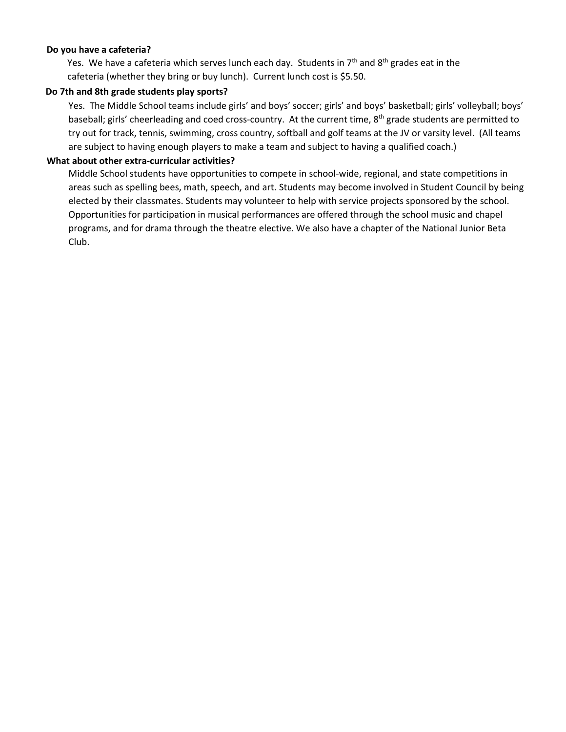**Do you have a cafeteria?**

Yes. We have a cafeteria which serves lunch each day. Students in 7th and 8th grades eat in the cafeteria (whether they bring or buy lunch). Current lunch cost is $5.50.

**Do 7th and 8th grade students play sports?**

Yes. The Middle School teams include girls' and boys' soccer; girls' and boys' basketball; girls' volleyball; boys' baseball; girls' cheerleading and coed cross-country. At the current time, 8th grade students are permitted to try out for track, tennis, swimming, cross country, softball and golf teams at the JV or varsity level. (All teams are subject to having enough players to make a team and subject to having a qualified coach.)

**What about other extra-curricular activities?**

Middle School students have opportunities to compete in school-wide, regional, and state competitions in areas such as spelling bees, math, speech, and art. Students may become involved in Student Council by being elected by their classmates. Students may volunteer to help with service projects sponsored by the school. Opportunities for participation in musical performances are offered through the school music and chapel programs, and for drama through the theatre elective. We also have a chapter of the National Junior Beta Club.